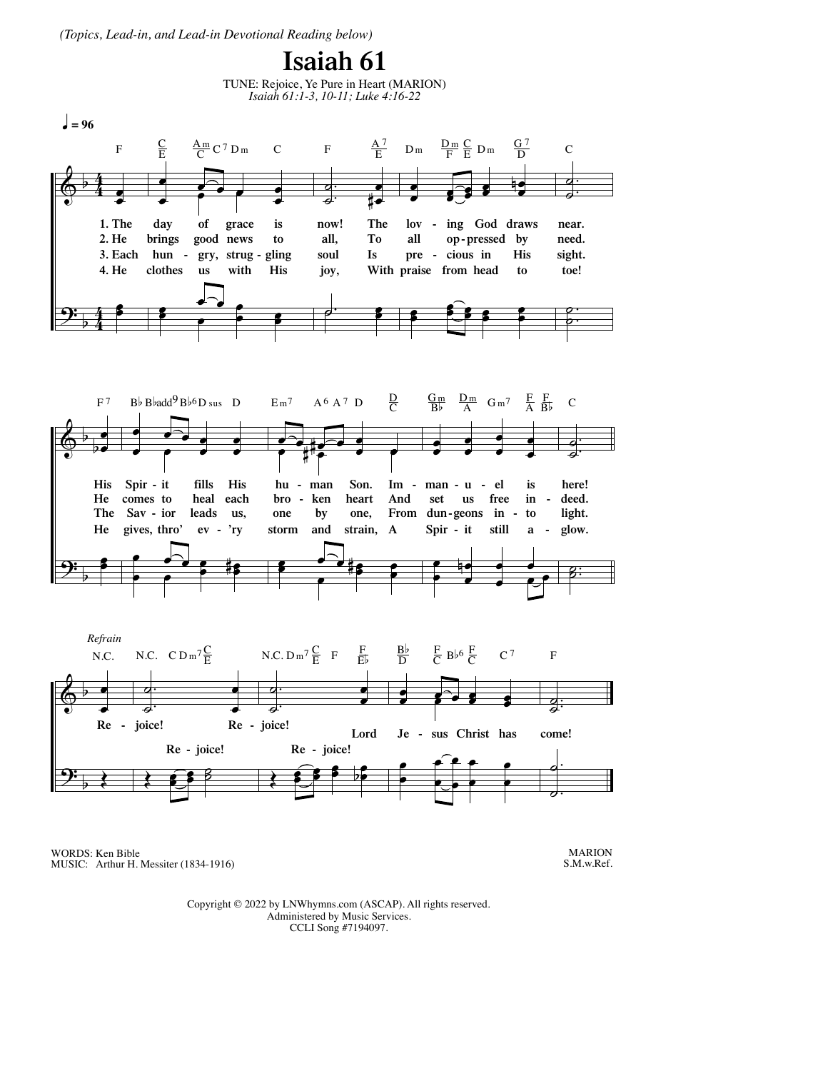*(Topics, Lead-in, and Lead-in Devotional Reading below)*

# Isaiah 61

TUNE: Rejoice, Ye Pure in Heart (MARION)
*Isaiah 61:1-3, 10-11; Luke 4:16-22*

♩ = 96

1. The day of grace is now! The lov - ing God draws near. His Spir - it fills His hu - man Son. Im - man - u - el is here!
2. He brings good news to all, To all op - pressed by need. He comes to heal each bro - ken heart And set us free in - deed.
3. Each hun - gry, strug - gling soul Is pre - cious in His sight. The Sav - ior leads us, one by one, From dun - geons in - to light.
4. He clothes us with His joy, With praise from head to toe! He gives, thro' ev - 'ry storm and strain, A Spir - it still a - glow.

*Refrain*

Re - joice! Re - joice! Re - joice! Re - joice! Lord Je - sus Christ has come!

WORDS: Ken Bible
MUSIC: Arthur H. Messiter (1834-1916)

MARION
S.M.w.Ref.

Copyright © 2022 by LNWhymns.com (ASCAP). All rights reserved.
Administered by Music Services.
CCLI Song #7194097.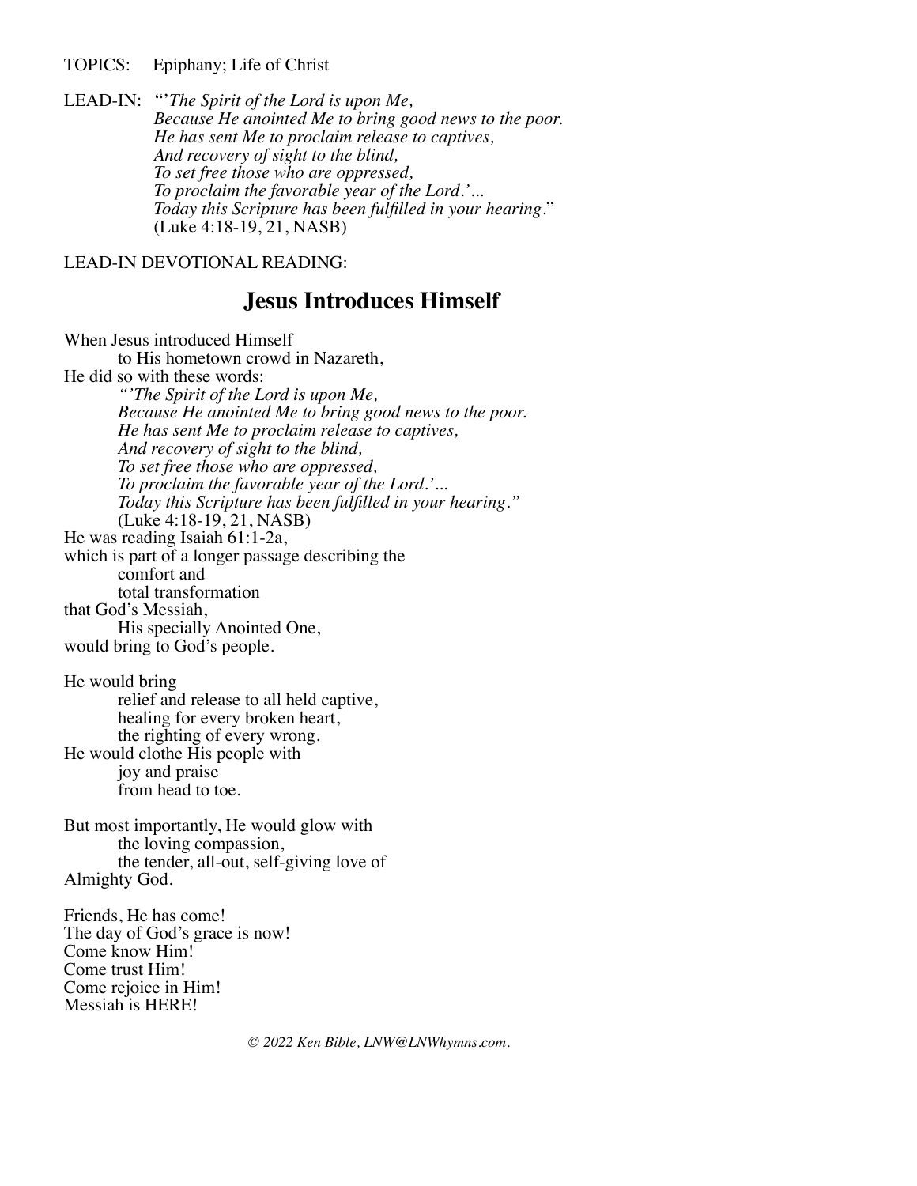TOPICS: Epiphany; Life of Christ

LEAD-IN: "'*The Spirit of the Lord is upon Me,*
*Because He anointed Me to bring good news to the poor.*
*He has sent Me to proclaim release to captives,*
*And recovery of sight to the blind,*
*To set free those who are oppressed,*
*To proclaim the favorable year of the Lord.'…*
*Today this Scripture has been fulfilled in your hearing.*"
(Luke 4:18-19, 21, NASB)

LEAD-IN DEVOTIONAL READING:

## Jesus Introduces Himself

When Jesus introduced Himself
to His hometown crowd in Nazareth,
He did so with these words:
*"'The Spirit of the Lord is upon Me,*
*Because He anointed Me to bring good news to the poor.*
*He has sent Me to proclaim release to captives,*
*And recovery of sight to the blind,*
*To set free those who are oppressed,*
*To proclaim the favorable year of the Lord.'…*
*Today this Scripture has been fulfilled in your hearing."*
(Luke 4:18-19, 21, NASB)
He was reading Isaiah 61:1-2a,
which is part of a longer passage describing the
comfort and
total transformation
that God's Messiah,
His specially Anointed One,
would bring to God's people.

He would bring
relief and release to all held captive,
healing for every broken heart,
the righting of every wrong.
He would clothe His people with
joy and praise
from head to toe.

But most importantly, He would glow with
the loving compassion,
the tender, all-out, self-giving love of
Almighty God.

Friends, He has come!
The day of God's grace is now!
Come know Him!
Come trust Him!
Come rejoice in Him!
Messiah is HERE!

*© 2022 Ken Bible, LNW@LNWhymns.com.*